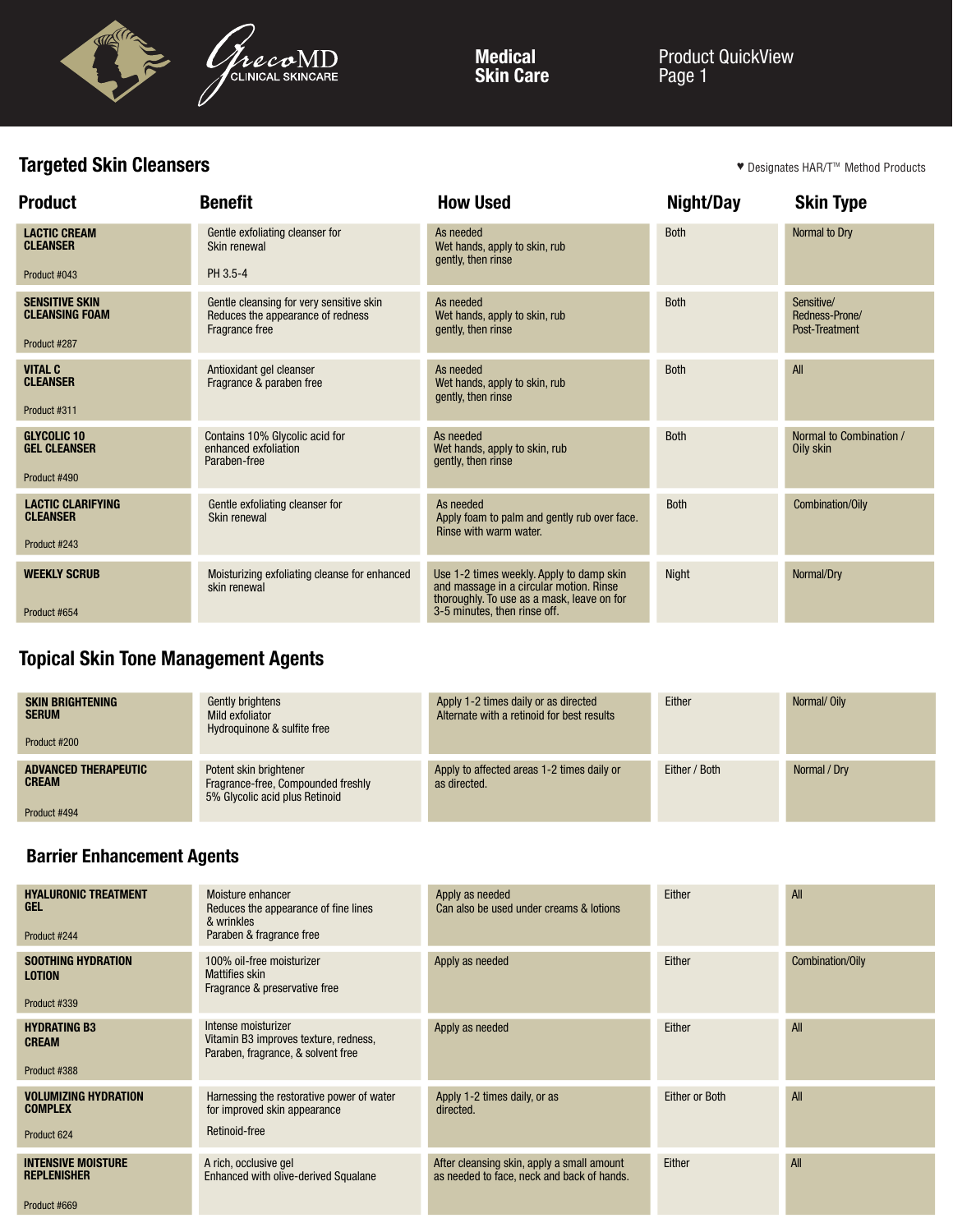GrecoMD CLINICAL SKINCARE

**Medical Skin Care**

Product QuickView Page 1

## Targeted Skin Cleansers

♥ Designates HAR/T™ Method Products

| Product | Benefit | How Used | Night/Day | Skin Type |
|---|---|---|---|---|
| **LACTIC CREAM CLEANSER** Product #043 | Gentle exfoliating cleanser for Skin renewal PH 3.5-4 | As needed Wet hands, apply to skin, rub gently, then rinse | Both | Normal to Dry |
| **SENSITIVE SKIN CLEANSING FOAM** Product #287 | Gentle cleansing for very sensitive skin Reduces the appearance of redness Fragrance free | As needed Wet hands, apply to skin, rub gently, then rinse | Both | Sensitive/ Redness-Prone/ Post-Treatment |
| **VITAL C CLEANSER** Product #311 | Antioxidant gel cleanser Fragrance & paraben free | As needed Wet hands, apply to skin, rub gently, then rinse | Both | All |
| **GLYCOLIC 10 GEL CLEANSER** Product #490 | Contains 10% Glycolic acid for enhanced exfoliation Paraben-free | As needed Wet hands, apply to skin, rub gently, then rinse | Both | Normal to Combination / Oily skin |
| **LACTIC CLARIFYING CLEANSER** Product #243 | Gentle exfoliating cleanser for Skin renewal | As needed Apply foam to palm and gently rub over face. Rinse with warm water. | Both | Combination/Oily |
| **WEEKLY SCRUB** Product #654 | Moisturizing exfoliating cleanse for enhanced skin renewal | Use 1-2 times weekly. Apply to damp skin and massage in a circular motion. Rinse thoroughly. To use as a mask, leave on for 3-5 minutes, then rinse off. | Night | Normal/Dry |

## Topical Skin Tone Management Agents

| Product | Benefit | How Used | Night/Day | Skin Type |
|---|---|---|---|---|
| **SKIN BRIGHTENING SERUM** Product #200 | Gently brightens Mild exfoliator Hydroquinone & sulfite free | Apply 1-2 times daily or as directed Alternate with a retinoid for best results | Either | Normal/ Oily |
| **ADVANCED THERAPEUTIC CREAM** Product #494 | Potent skin brightener Fragrance-free, Compounded freshly 5% Glycolic acid plus Retinoid | Apply to affected areas 1-2 times daily or as directed. | Either / Both | Normal / Dry |

## Barrier Enhancement Agents

| Product | Benefit | How Used | Night/Day | Skin Type |
|---|---|---|---|---|
| **HYALURONIC TREATMENT GEL** Product #244 | Moisture enhancer Reduces the appearance of fine lines & wrinkles Paraben & fragrance free | Apply as needed Can also be used under creams & lotions | Either | All |
| **SOOTHING HYDRATION LOTION** Product #339 | 100% oil-free moisturizer Mattifies skin Fragrance & preservative free | Apply as needed | Either | Combination/Oily |
| **HYDRATING B3 CREAM** Product #388 | Intense moisturizer Vitamin B3 improves texture, redness, Paraben, fragrance, & solvent free | Apply as needed | Either | All |
| **VOLUMIZING HYDRATION COMPLEX** Product 624 | Harnessing the restorative power of water for improved skin appearance Retinoid-free | Apply 1-2 times daily, or as directed. | Either or Both | All |
| **INTENSIVE MOISTURE REPLENISHER** Product #669 | A rich, occlusive gel Enhanced with olive-derived Squalane | After cleansing skin, apply a small amount as needed to face, neck and back of hands. | Either | All |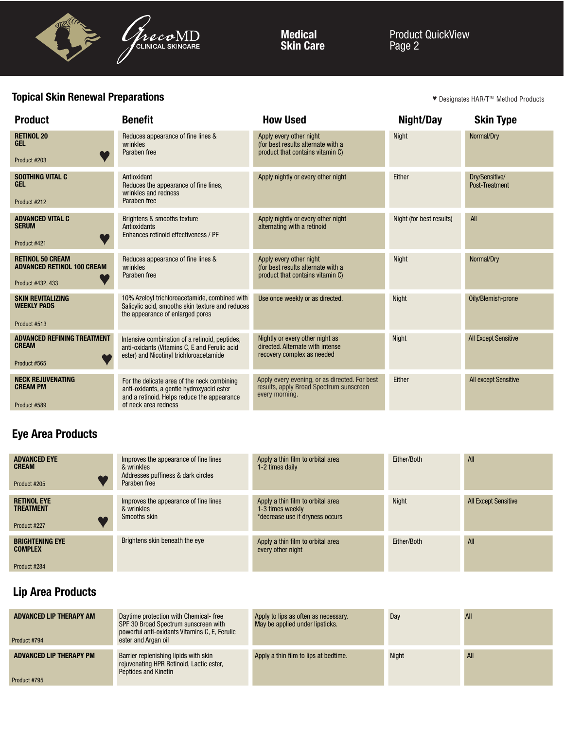GrecoMD CLINICAL SKINCARE

**Medical Skin Care**

Product QuickView
Page 2

## Topical Skin Renewal Preparations

♥ Designates HAR/T™ Method Products

| Product | Benefit | How Used | Night/Day | Skin Type |
|---|---|---|---|---|
| **RETINOL 20 GEL** Product #203 ♥ | Reduces appearance of fine lines & wrinkles<br>Paraben free | Apply every other night (for best results alternate with a product that contains vitamin C) | Night | Normal/Dry |
| **SOOTHING VITAL C GEL** Product #212 | Antioxidant<br>Reduces the appearance of fine lines, wrinkles and redness<br>Paraben free | Apply nightly or every other night | Either | Dry/Sensitive/ Post-Treatment |
| **ADVANCED VITAL C SERUM** Product #421 ♥ | Brightens & smooths texture<br>Antioxidants<br>Enhances retinoid effectiveness / PF | Apply nightly or every other night alternating with a retinoid | Night (for best results) | All |
| **RETINOL 50 CREAM ADVANCED RETINOL 100 CREAM** Product #432, 433 ♥ | Reduces appearance of fine lines & wrinkles<br>Paraben free | Apply every other night (for best results alternate with a product that contains vitamin C) | Night | Normal/Dry |
| **SKIN REVITALIZING WEEKLY PADS** Product #513 | 10% Azeloyl trichloroacetamide, combined with Salicylic acid, smooths skin texture and reduces the appearance of enlarged pores | Use once weekly or as directed. | Night | Oily/Blemish-prone |
| **ADVANCED REFINING TREATMENT CREAM** Product #565 ♥ | Intensive combination of a retinoid, peptides, anti-oxidants (Vitamins C, E and Ferulic acid ester) and Nicotinyl trichloroacetamide | Nightly or every other night as directed. Alternate with intense recovery complex as needed | Night | All Except Sensitive |
| **NECK REJUVENATING CREAM PM** Product #589 | For the delicate area of the neck combining anti-oxidants, a gentle hydroxyacid ester and a retinoid. Helps reduce the appearance of neck area redness | Apply every evening, or as directed. For best results, apply Broad Spectrum sunscreen every morning. | Either | All except Sensitive |

## Eye Area Products

| Product | Benefit | How Used | Night/Day | Skin Type |
|---|---|---|---|---|
| **ADVANCED EYE CREAM** Product #205 ♥ | Improves the appearance of fine lines & wrinkles<br>Addresses puffiness & dark circles<br>Paraben free | Apply a thin film to orbital area 1-2 times daily | Either/Both | All |
| **RETINOL EYE TREATMENT** Product #227 ♥ | Improves the appearance of fine lines & wrinkles<br>Smooths skin | Apply a thin film to orbital area 1-3 times weekly<br>*decrease use if dryness occurs | Night | All Except Sensitive |
| **BRIGHTENING EYE COMPLEX** Product #284 | Brightens skin beneath the eye | Apply a thin film to orbital area every other night | Either/Both | All |

## Lip Area Products

| Product | Benefit | How Used | Night/Day | Skin Type |
|---|---|---|---|---|
| **ADVANCED LIP THERAPY AM** Product #794 | Daytime protection with Chemical- free SPF 30 Broad Spectrum sunscreen with powerful anti-oxidants Vitamins C, E, Ferulic ester and Argan oil | Apply to lips as often as necessary. May be applied under lipsticks. | Day | All |
| **ADVANCED LIP THERAPY PM** Product #795 | Barrier replenishing lipids with skin rejuvenating HPR Retinoid, Lactic ester, Peptides and Kinetin | Apply a thin film to lips at bedtime. | Night | All |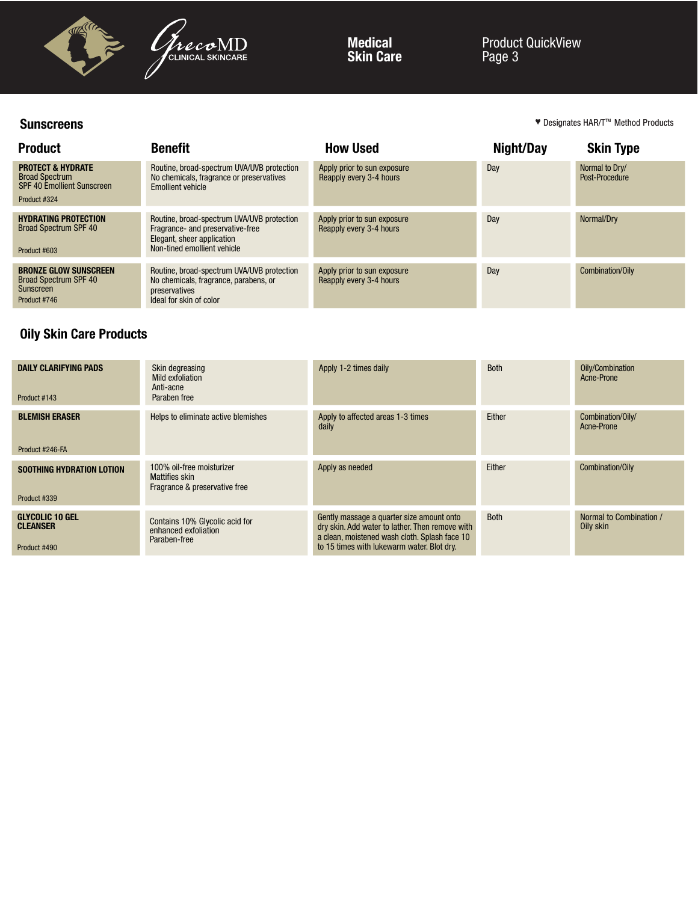GrecoMD CLINICAL SKINCARE

**Medical Skin Care**

Product QuickView

## Sunscreens

♥ Designates HAR/T™ Method Products

| Product | Benefit | How Used | Night/Day | Skin Type |
|---|---|---|---|---|
| **PROTECT & HYDRATE** Broad Spectrum SPF 40 Emollient Sunscreen Product #324 | Routine, broad-spectrum UVA/UVB protection No chemicals, fragrance or preservatives Emollient vehicle | Apply prior to sun exposure Reapply every 3-4 hours | Day | Normal to Dry/ Post-Procedure |
| **HYDRATING PROTECTION** Broad Spectrum SPF 40 Product #603 | Routine, broad-spectrum UVA/UVB protection Fragrance- and preservative-free Elegant, sheer application Non-tined emollient vehicle | Apply prior to sun exposure Reapply every 3-4 hours | Day | Normal/Dry |
| **BRONZE GLOW SUNSCREEN** Broad Spectrum SPF 40 Sunscreen Product #746 | Routine, broad-spectrum UVA/UVB protection No chemicals, fragrance, parabens, or preservatives Ideal for skin of color | Apply prior to sun exposure Reapply every 3-4 hours | Day | Combination/Oily |

## Oily Skin Care Products

| Product | Benefit | How Used | Night/Day | Skin Type |
|---|---|---|---|---|
| **DAILY CLARIFYING PADS** Product #143 | Skin degreasing Mild exfoliation Anti-acne Paraben free | Apply 1-2 times daily | Both | Oily/Combination Acne-Prone |
| **BLEMISH ERASER** Product #246-FA | Helps to eliminate active blemishes | Apply to affected areas 1-3 times daily | Either | Combination/Oily/ Acne-Prone |
| **SOOTHING HYDRATION LOTION** Product #339 | 100% oil-free moisturizer Mattifies skin Fragrance & preservative free | Apply as needed | Either | Combination/Oily |
| **GLYCOLIC 10 GEL CLEANSER** Product #490 | Contains 10% Glycolic acid for enhanced exfoliation Paraben-free | Gently massage a quarter size amount onto dry skin. Add water to lather. Then remove with a clean, moistened wash cloth. Splash face 10 to 15 times with lukewarm water. Blot dry. | Both | Normal to Combination / Oily skin |